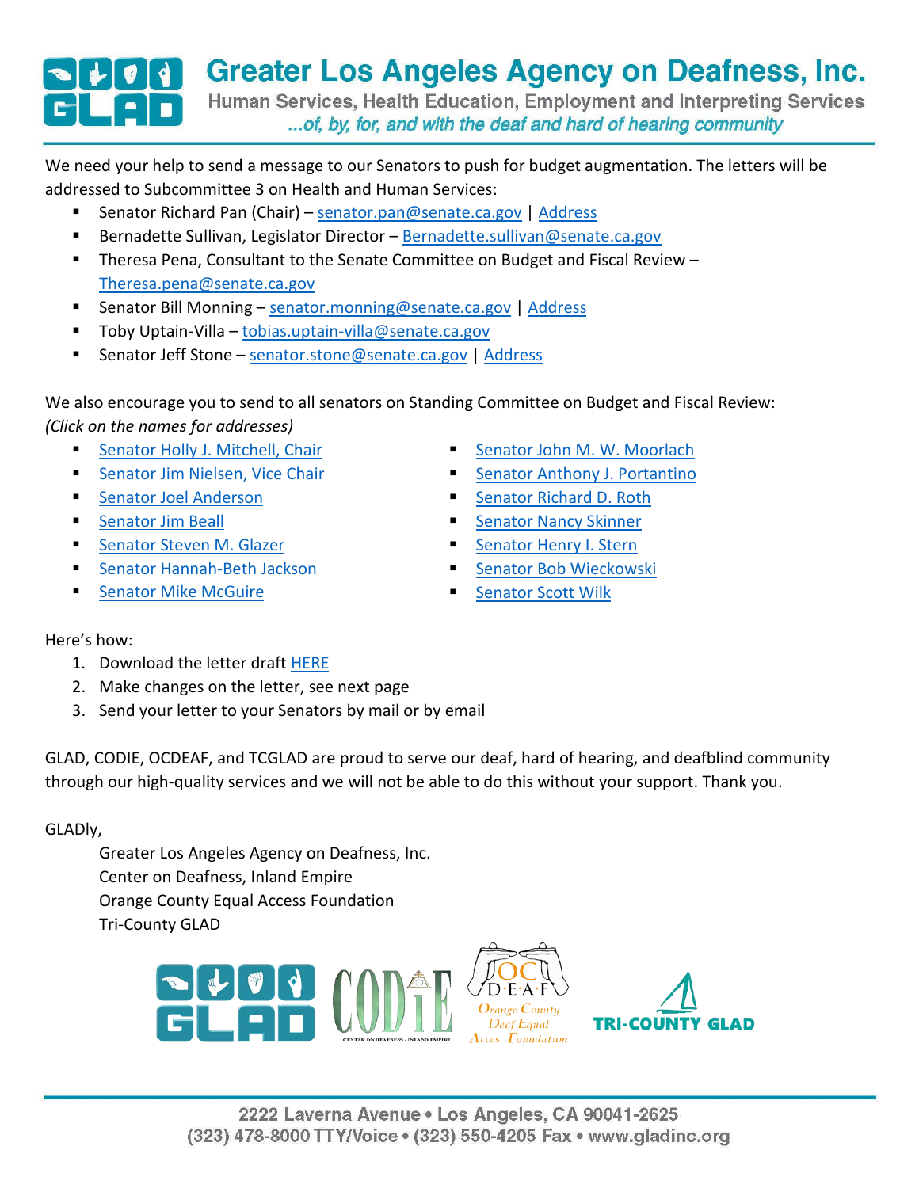# Greater Los Angeles Agency on Deafness, Inc.

Human Services, Health Education, Employment and Interpreting Services

*...of, by, for, and with the deaf and hard of hearing community*

We need your help to send a message to our Senators to push for budget augmentation. The letters will be addressed to Subcommittee 3 on Health and Human Services:

- Senator Richard Pan (Chair) – senator.pan@senate.ca.gov | Address
- Bernadette Sullivan, Legislator Director – Bernadette.sullivan@senate.ca.gov
- Theresa Pena, Consultant to the Senate Committee on Budget and Fiscal Review – Theresa.pena@senate.ca.gov
- Senator Bill Monning – senator.monning@senate.ca.gov | Address
- Toby Uptain-Villa – tobias.uptain-villa@senate.ca.gov
- Senator Jeff Stone – senator.stone@senate.ca.gov | Address

We also encourage you to send to all senators on Standing Committee on Budget and Fiscal Review: *(Click on the names for addresses)*

- Senator Holly J. Mitchell, Chair
- Senator Jim Nielsen, Vice Chair
- Senator Joel Anderson
- Senator Jim Beall
- Senator Steven M. Glazer
- Senator Hannah-Beth Jackson
- Senator Mike McGuire
- Senator John M. W. Moorlach
- Senator Anthony J. Portantino
- Senator Richard D. Roth
- Senator Nancy Skinner
- Senator Henry I. Stern
- Senator Bob Wieckowski
- Senator Scott Wilk

Here's how:

1. Download the letter draft HERE
2. Make changes on the letter, see next page
3. Send your letter to your Senators by mail or by email

GLAD, CODIE, OCDEAF, and TCGLAD are proud to serve our deaf, hard of hearing, and deafblind community through our high-quality services and we will not be able to do this without your support. Thank you.

GLADly,

Greater Los Angeles Agency on Deafness, Inc.
Center on Deafness, Inland Empire
Orange County Equal Access Foundation
Tri-County GLAD

2222 Laverna Avenue • Los Angeles, CA 90041-2625
(323) 478-8000 TTY/Voice • (323) 550-4205 Fax • www.gladinc.org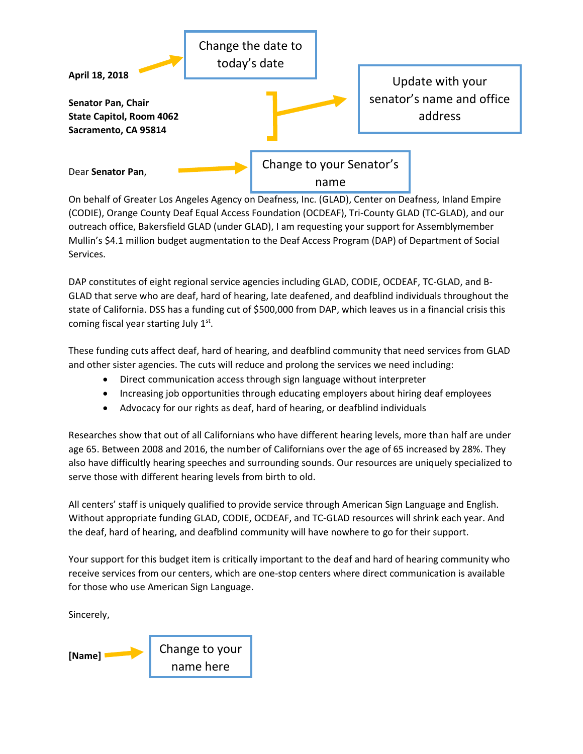**April 18, 2018**

Change the date to today's date

**Senator Pan, Chair**
**State Capitol, Room 4062**
**Sacramento, CA 95814**

Update with your senator's name and office address

Dear **Senator Pan**,

Change to your Senator's name

On behalf of Greater Los Angeles Agency on Deafness, Inc. (GLAD), Center on Deafness, Inland Empire (CODIE), Orange County Deaf Equal Access Foundation (OCDEAF), Tri-County GLAD (TC-GLAD), and our outreach office, Bakersfield GLAD (under GLAD), I am requesting your support for Assemblymember Mullin's $4.1 million budget augmentation to the Deaf Access Program (DAP) of Department of Social Services.

DAP constitutes of eight regional service agencies including GLAD, CODIE, OCDEAF, TC-GLAD, and B-GLAD that serve who are deaf, hard of hearing, late deafened, and deafblind individuals throughout the state of California. DSS has a funding cut of $500,000 from DAP, which leaves us in a financial crisis this coming fiscal year starting July 1st.

These funding cuts affect deaf, hard of hearing, and deafblind community that need services from GLAD and other sister agencies. The cuts will reduce and prolong the services we need including:

- Direct communication access through sign language without interpreter
- Increasing job opportunities through educating employers about hiring deaf employees
- Advocacy for our rights as deaf, hard of hearing, or deafblind individuals

Researches show that out of all Californians who have different hearing levels, more than half are under age 65. Between 2008 and 2016, the number of Californians over the age of 65 increased by 28%. They also have difficultly hearing speeches and surrounding sounds. Our resources are uniquely specialized to serve those with different hearing levels from birth to old.

All centers' staff is uniquely qualified to provide service through American Sign Language and English. Without appropriate funding GLAD, CODIE, OCDEAF, and TC-GLAD resources will shrink each year. And the deaf, hard of hearing, and deafblind community will have nowhere to go for their support.

Your support for this budget item is critically important to the deaf and hard of hearing community who receive services from our centers, which are one-stop centers where direct communication is available for those who use American Sign Language.

Sincerely,

**[Name]**

Change to your name here